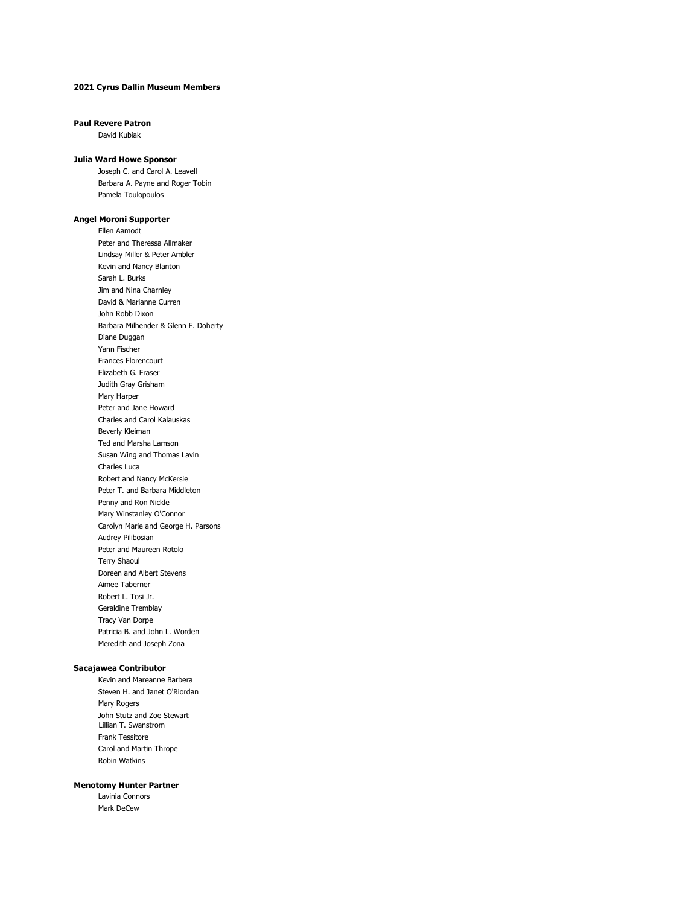# 2021 Cyrus Dallin Museum Members

## Paul Revere Patron

David Kubiak

## Julia Ward Howe Sponsor

Joseph C. and Carol A. Leavell
Barbara A. Payne and Roger Tobin
Pamela Toulopoulos

## Angel Moroni Supporter

Ellen Aamodt
Peter and Theressa Allmaker
Lindsay Miller & Peter Ambler
Kevin and Nancy Blanton
Sarah L. Burks
Jim and Nina Charnley
David & Marianne Curren
John Robb Dixon
Barbara Milhender & Glenn F. Doherty
Diane Duggan
Yann Fischer
Frances Florencourt
Elizabeth G. Fraser
Judith Gray Grisham
Mary Harper
Peter and Jane Howard
Charles and Carol Kalauskas
Beverly Kleiman
Ted and Marsha Lamson
Susan Wing and Thomas Lavin
Charles Luca
Robert and Nancy McKersie
Peter T. and Barbara Middleton
Penny and Ron Nickle
Mary Winstanley O'Connor
Carolyn Marie and George H. Parsons
Audrey Pilibosian
Peter and Maureen Rotolo
Terry Shaoul
Doreen and Albert Stevens
Aimee Taberner
Robert L. Tosi Jr.
Geraldine Tremblay
Tracy Van Dorpe
Patricia B. and John L. Worden
Meredith and Joseph Zona

## Sacajawea Contributor

Kevin and Mareanne Barbera
Steven H. and Janet O'Riordan
Mary Rogers
John Stutz and Zoe Stewart
Lillian T. Swanstrom
Frank Tessitore
Carol and Martin Thrope
Robin Watkins

## Menotomy Hunter Partner

Lavinia Connors
Mark DeCew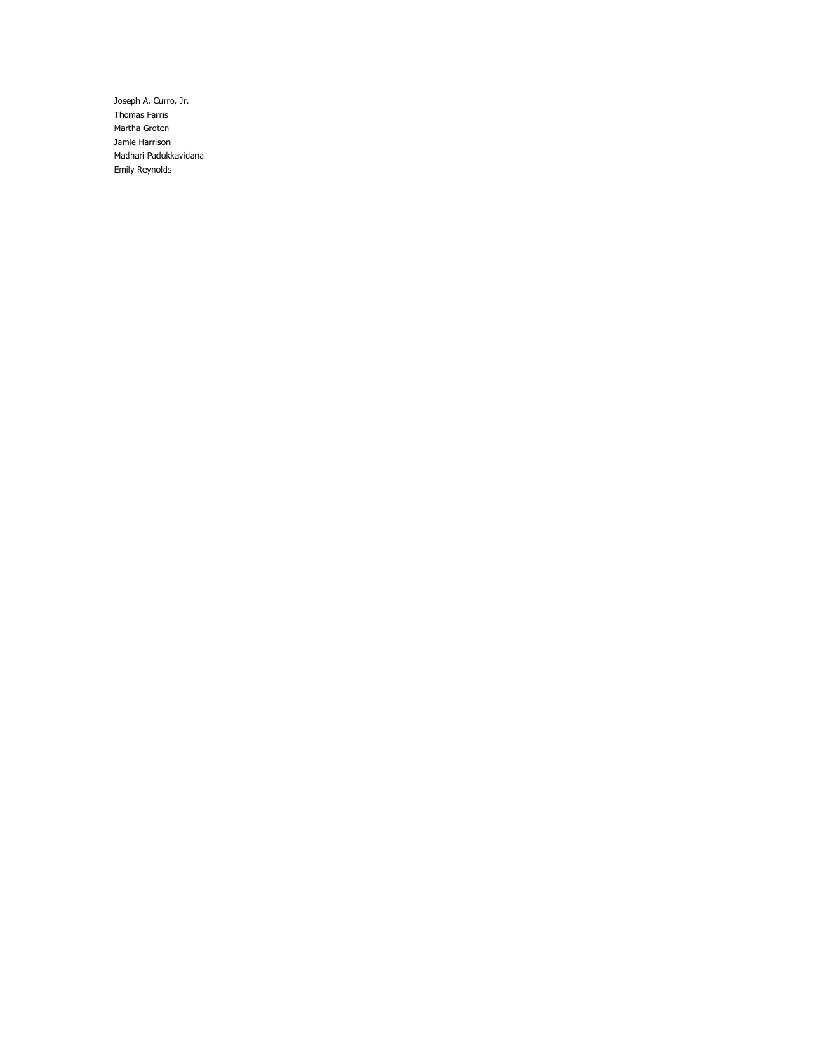Joseph A. Curro, Jr.
Thomas Farris
Martha Groton
Jamie Harrison
Madhari Padukkavidana
Emily Reynolds